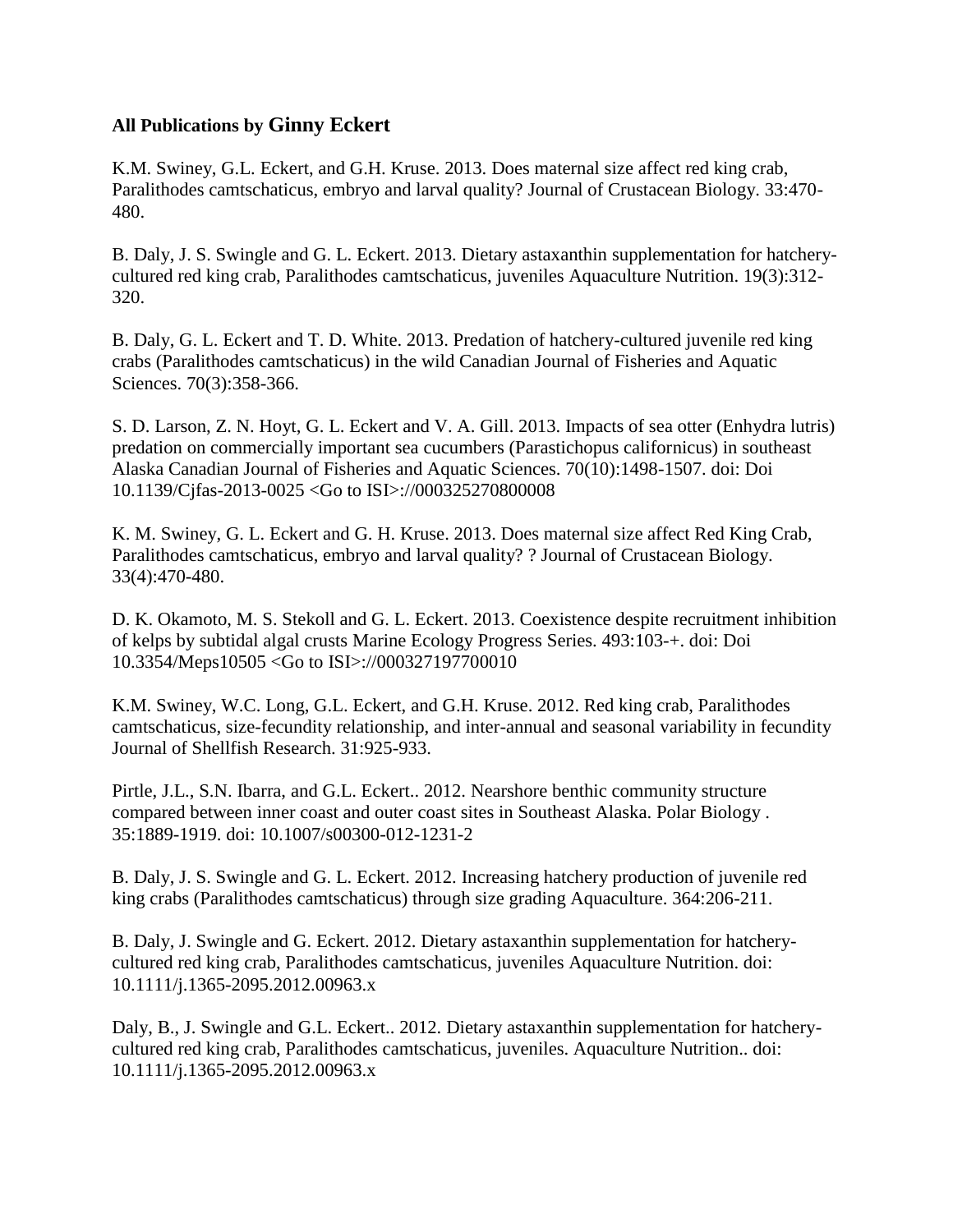**All Publications by Ginny Eckert**

K.M. Swiney, G.L. Eckert, and G.H. Kruse. 2013. Does maternal size affect red king crab, Paralithodes camtschaticus, embryo and larval quality? Journal of Crustacean Biology. 33:470-480.

B. Daly, J. S. Swingle and G. L. Eckert. 2013. Dietary astaxanthin supplementation for hatchery-cultured red king crab, Paralithodes camtschaticus, juveniles Aquaculture Nutrition. 19(3):312-320.

B. Daly, G. L. Eckert and T. D. White. 2013. Predation of hatchery-cultured juvenile red king crabs (Paralithodes camtschaticus) in the wild Canadian Journal of Fisheries and Aquatic Sciences. 70(3):358-366.

S. D. Larson, Z. N. Hoyt, G. L. Eckert and V. A. Gill. 2013. Impacts of sea otter (Enhydra lutris) predation on commercially important sea cucumbers (Parastichopus californicus) in southeast Alaska Canadian Journal of Fisheries and Aquatic Sciences. 70(10):1498-1507. doi: Doi 10.1139/Cjfas-2013-0025 <Go to ISI>://000325270800008

K. M. Swiney, G. L. Eckert and G. H. Kruse. 2013. Does maternal size affect Red King Crab, Paralithodes camtschaticus, embryo and larval quality? ? Journal of Crustacean Biology. 33(4):470-480.

D. K. Okamoto, M. S. Stekoll and G. L. Eckert. 2013. Coexistence despite recruitment inhibition of kelps by subtidal algal crusts Marine Ecology Progress Series. 493:103-+. doi: Doi 10.3354/Meps10505 <Go to ISI>://000327197700010

K.M. Swiney, W.C. Long, G.L. Eckert, and G.H. Kruse. 2012. Red king crab, Paralithodes camtschaticus, size-fecundity relationship, and inter-annual and seasonal variability in fecundity Journal of Shellfish Research. 31:925-933.

Pirtle, J.L., S.N. Ibarra, and G.L. Eckert.. 2012. Nearshore benthic community structure compared between inner coast and outer coast sites in Southeast Alaska. Polar Biology . 35:1889-1919. doi: 10.1007/s00300-012-1231-2

B. Daly, J. S. Swingle and G. L. Eckert. 2012. Increasing hatchery production of juvenile red king crabs (Paralithodes camtschaticus) through size grading Aquaculture. 364:206-211.

B. Daly, J. Swingle and G. Eckert. 2012. Dietary astaxanthin supplementation for hatchery-cultured red king crab, Paralithodes camtschaticus, juveniles Aquaculture Nutrition. doi: 10.1111/j.1365-2095.2012.00963.x

Daly, B., J. Swingle and G.L. Eckert.. 2012. Dietary astaxanthin supplementation for hatchery-cultured red king crab, Paralithodes camtschaticus, juveniles. Aquaculture Nutrition.. doi: 10.1111/j.1365-2095.2012.00963.x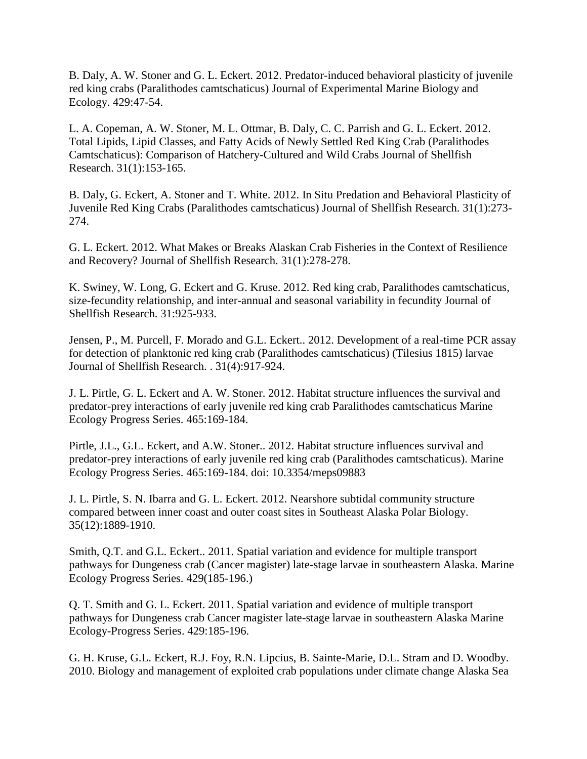B. Daly, A. W. Stoner and G. L. Eckert. 2012. Predator-induced behavioral plasticity of juvenile red king crabs (Paralithodes camtschaticus) Journal of Experimental Marine Biology and Ecology. 429:47-54.

L. A. Copeman, A. W. Stoner, M. L. Ottmar, B. Daly, C. C. Parrish and G. L. Eckert. 2012. Total Lipids, Lipid Classes, and Fatty Acids of Newly Settled Red King Crab (Paralithodes Camtschaticus): Comparison of Hatchery-Cultured and Wild Crabs Journal of Shellfish Research. 31(1):153-165.

B. Daly, G. Eckert, A. Stoner and T. White. 2012. In Situ Predation and Behavioral Plasticity of Juvenile Red King Crabs (Paralithodes camtschaticus) Journal of Shellfish Research. 31(1):273-274.

G. L. Eckert. 2012. What Makes or Breaks Alaskan Crab Fisheries in the Context of Resilience and Recovery? Journal of Shellfish Research. 31(1):278-278.

K. Swiney, W. Long, G. Eckert and G. Kruse. 2012. Red king crab, Paralithodes camtschaticus, size-fecundity relationship, and inter-annual and seasonal variability in fecundity Journal of Shellfish Research. 31:925-933.

Jensen, P., M. Purcell, F. Morado and G.L. Eckert.. 2012. Development of a real-time PCR assay for detection of planktonic red king crab (Paralithodes camtschaticus) (Tilesius 1815) larvae Journal of Shellfish Research. . 31(4):917-924.

J. L. Pirtle, G. L. Eckert and A. W. Stoner. 2012. Habitat structure influences the survival and predator-prey interactions of early juvenile red king crab Paralithodes camtschaticus Marine Ecology Progress Series. 465:169-184.

Pirtle, J.L., G.L. Eckert, and A.W. Stoner.. 2012. Habitat structure influences survival and predator-prey interactions of early juvenile red king crab (Paralithodes camtschaticus). Marine Ecology Progress Series. 465:169-184. doi: 10.3354/meps09883

J. L. Pirtle, S. N. Ibarra and G. L. Eckert. 2012. Nearshore subtidal community structure compared between inner coast and outer coast sites in Southeast Alaska Polar Biology. 35(12):1889-1910.

Smith, Q.T. and G.L. Eckert.. 2011. Spatial variation and evidence for multiple transport pathways for Dungeness crab (Cancer magister) late-stage larvae in southeastern Alaska. Marine Ecology Progress Series. 429(185-196.)

Q. T. Smith and G. L. Eckert. 2011. Spatial variation and evidence of multiple transport pathways for Dungeness crab Cancer magister late-stage larvae in southeastern Alaska Marine Ecology-Progress Series. 429:185-196.

G. H. Kruse, G.L. Eckert, R.J. Foy, R.N. Lipcius, B. Sainte-Marie, D.L. Stram and D. Woodby. 2010. Biology and management of exploited crab populations under climate change Alaska Sea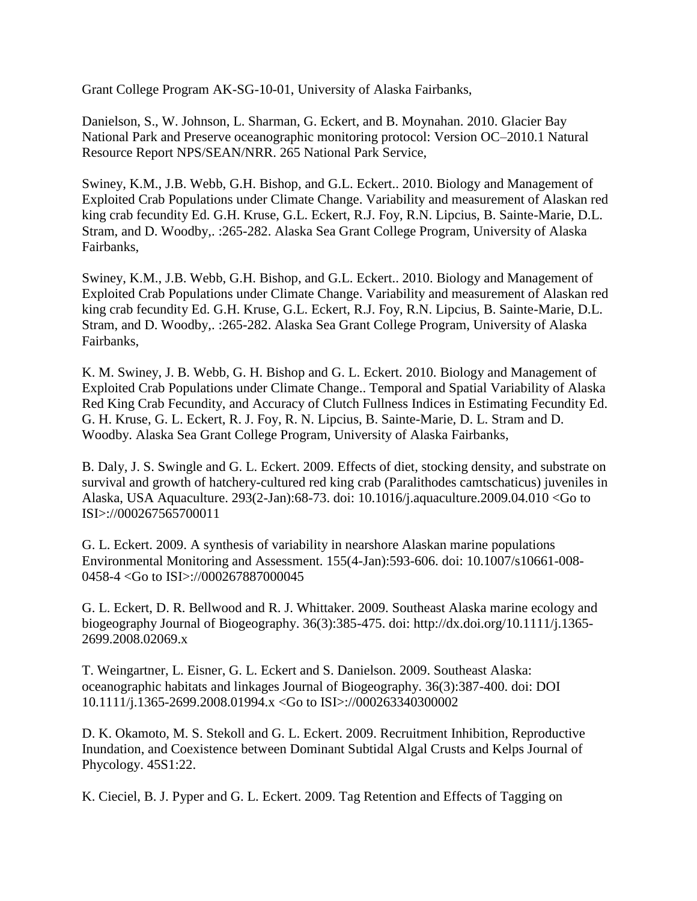Grant College Program AK-SG-10-01, University of Alaska Fairbanks,

Danielson, S., W. Johnson, L. Sharman, G. Eckert, and B. Moynahan. 2010. Glacier Bay National Park and Preserve oceanographic monitoring protocol: Version OC–2010.1 Natural Resource Report NPS/SEAN/NRR. 265 National Park Service,

Swiney, K.M., J.B. Webb, G.H. Bishop, and G.L. Eckert.. 2010. Biology and Management of Exploited Crab Populations under Climate Change. Variability and measurement of Alaskan red king crab fecundity Ed. G.H. Kruse, G.L. Eckert, R.J. Foy, R.N. Lipcius, B. Sainte-Marie, D.L. Stram, and D. Woodby,. :265-282. Alaska Sea Grant College Program, University of Alaska Fairbanks,

Swiney, K.M., J.B. Webb, G.H. Bishop, and G.L. Eckert.. 2010. Biology and Management of Exploited Crab Populations under Climate Change. Variability and measurement of Alaskan red king crab fecundity Ed. G.H. Kruse, G.L. Eckert, R.J. Foy, R.N. Lipcius, B. Sainte-Marie, D.L. Stram, and D. Woodby,. :265-282. Alaska Sea Grant College Program, University of Alaska Fairbanks,

K. M. Swiney, J. B. Webb, G. H. Bishop and G. L. Eckert. 2010. Biology and Management of Exploited Crab Populations under Climate Change.. Temporal and Spatial Variability of Alaska Red King Crab Fecundity, and Accuracy of Clutch Fullness Indices in Estimating Fecundity Ed. G. H. Kruse, G. L. Eckert, R. J. Foy, R. N. Lipcius, B. Sainte-Marie, D. L. Stram and D. Woodby. Alaska Sea Grant College Program, University of Alaska Fairbanks,

B. Daly, J. S. Swingle and G. L. Eckert. 2009. Effects of diet, stocking density, and substrate on survival and growth of hatchery-cultured red king crab (Paralithodes camtschaticus) juveniles in Alaska, USA Aquaculture. 293(2-Jan):68-73. doi: 10.1016/j.aquaculture.2009.04.010 <Go to ISI>://000267565700011

G. L. Eckert. 2009. A synthesis of variability in nearshore Alaskan marine populations Environmental Monitoring and Assessment. 155(4-Jan):593-606. doi: 10.1007/s10661-008-0458-4 <Go to ISI>://000267887000045

G. L. Eckert, D. R. Bellwood and R. J. Whittaker. 2009. Southeast Alaska marine ecology and biogeography Journal of Biogeography. 36(3):385-475. doi: http://dx.doi.org/10.1111/j.1365-2699.2008.02069.x

T. Weingartner, L. Eisner, G. L. Eckert and S. Danielson. 2009. Southeast Alaska: oceanographic habitats and linkages Journal of Biogeography. 36(3):387-400. doi: DOI 10.1111/j.1365-2699.2008.01994.x <Go to ISI>://000263340300002

D. K. Okamoto, M. S. Stekoll and G. L. Eckert. 2009. Recruitment Inhibition, Reproductive Inundation, and Coexistence between Dominant Subtidal Algal Crusts and Kelps Journal of Phycology. 45S1:22.

K. Cieciel, B. J. Pyper and G. L. Eckert. 2009. Tag Retention and Effects of Tagging on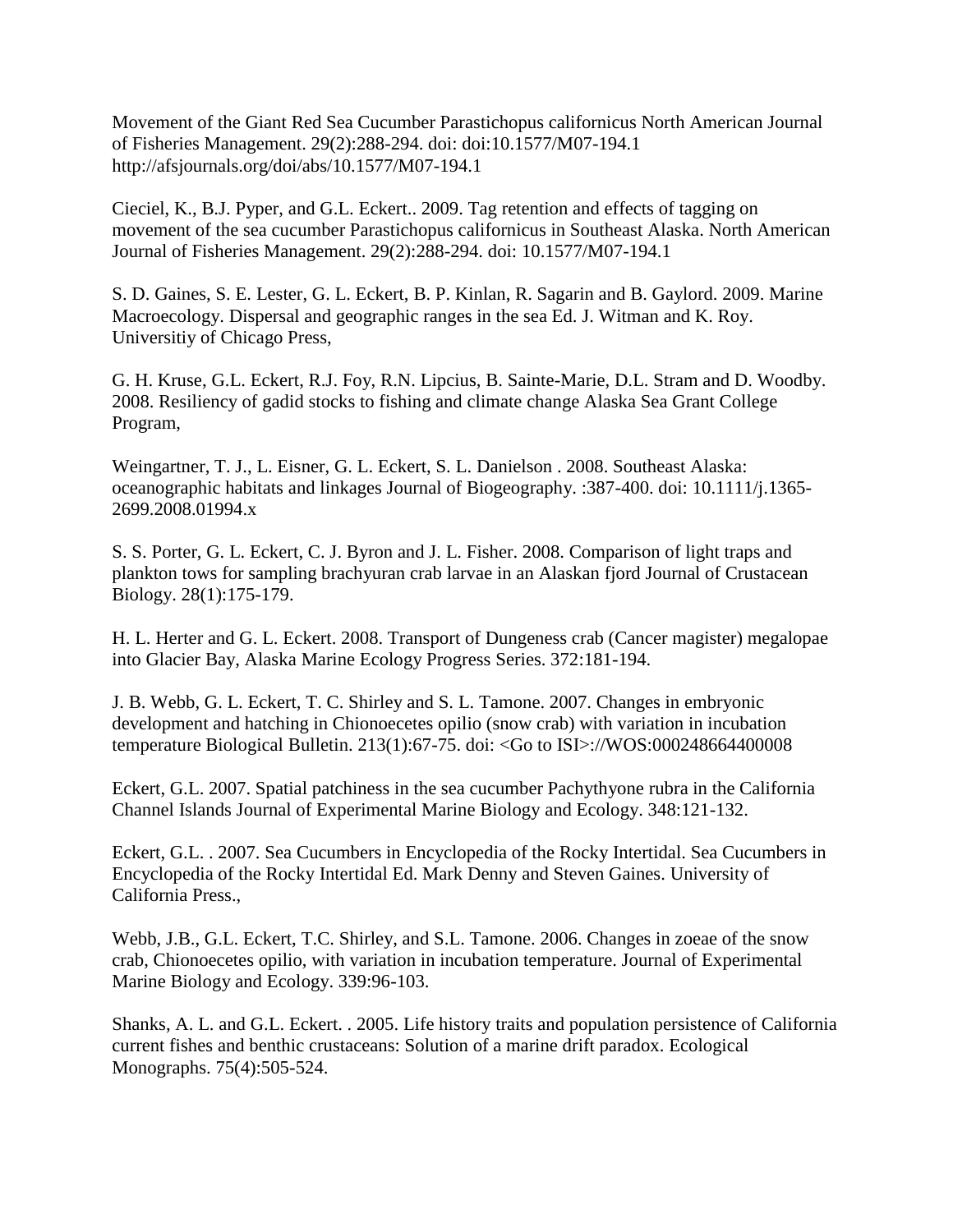Movement of the Giant Red Sea Cucumber Parastichopus californicus North American Journal of Fisheries Management. 29(2):288-294. doi: doi:10.1577/M07-194.1 http://afsjournals.org/doi/abs/10.1577/M07-194.1

Cieciel, K., B.J. Pyper, and G.L. Eckert.. 2009. Tag retention and effects of tagging on movement of the sea cucumber Parastichopus californicus in Southeast Alaska. North American Journal of Fisheries Management. 29(2):288-294. doi: 10.1577/M07-194.1

S. D. Gaines, S. E. Lester, G. L. Eckert, B. P. Kinlan, R. Sagarin and B. Gaylord. 2009. Marine Macroecology. Dispersal and geographic ranges in the sea Ed. J. Witman and K. Roy. Universitiy of Chicago Press,

G. H. Kruse, G.L. Eckert, R.J. Foy, R.N. Lipcius, B. Sainte-Marie, D.L. Stram and D. Woodby. 2008. Resiliency of gadid stocks to fishing and climate change Alaska Sea Grant College Program,

Weingartner, T. J., L. Eisner, G. L. Eckert, S. L. Danielson . 2008. Southeast Alaska: oceanographic habitats and linkages Journal of Biogeography. :387-400. doi: 10.1111/j.1365-2699.2008.01994.x

S. S. Porter, G. L. Eckert, C. J. Byron and J. L. Fisher. 2008. Comparison of light traps and plankton tows for sampling brachyuran crab larvae in an Alaskan fjord Journal of Crustacean Biology. 28(1):175-179.

H. L. Herter and G. L. Eckert. 2008. Transport of Dungeness crab (Cancer magister) megalopae into Glacier Bay, Alaska Marine Ecology Progress Series. 372:181-194.

J. B. Webb, G. L. Eckert, T. C. Shirley and S. L. Tamone. 2007. Changes in embryonic development and hatching in Chionoecetes opilio (snow crab) with variation in incubation temperature Biological Bulletin. 213(1):67-75. doi: <Go to ISI>://WOS:000248664400008

Eckert, G.L. 2007. Spatial patchiness in the sea cucumber Pachythyone rubra in the California Channel Islands Journal of Experimental Marine Biology and Ecology. 348:121-132.

Eckert, G.L. . 2007. Sea Cucumbers in Encyclopedia of the Rocky Intertidal. Sea Cucumbers in Encyclopedia of the Rocky Intertidal Ed. Mark Denny and Steven Gaines. University of California Press.,

Webb, J.B., G.L. Eckert, T.C. Shirley, and S.L. Tamone. 2006. Changes in zoeae of the snow crab, Chionoecetes opilio, with variation in incubation temperature. Journal of Experimental Marine Biology and Ecology. 339:96-103.

Shanks, A. L. and G.L. Eckert. . 2005. Life history traits and population persistence of California current fishes and benthic crustaceans: Solution of a marine drift paradox. Ecological Monographs. 75(4):505-524.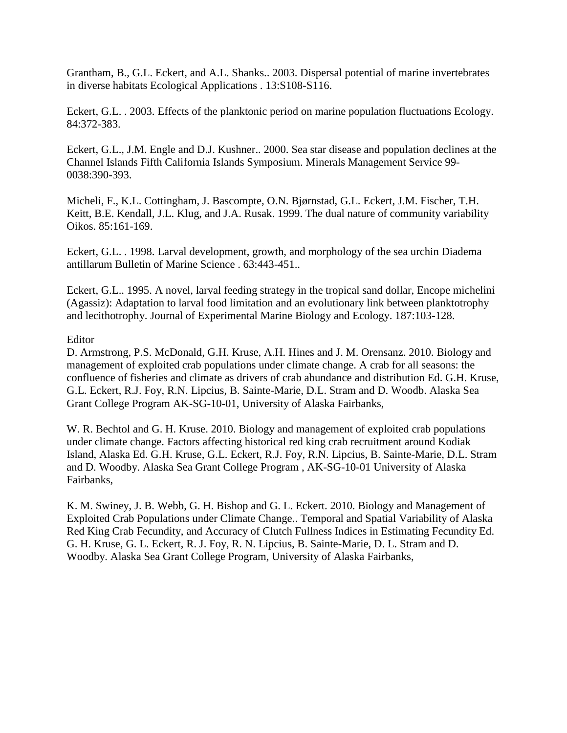Grantham, B., G.L. Eckert, and A.L. Shanks.. 2003. Dispersal potential of marine invertebrates in diverse habitats Ecological Applications . 13:S108-S116.

Eckert, G.L. . 2003. Effects of the planktonic period on marine population fluctuations Ecology. 84:372-383.

Eckert, G.L., J.M. Engle and D.J. Kushner.. 2000. Sea star disease and population declines at the Channel Islands Fifth California Islands Symposium. Minerals Management Service 99-0038:390-393.

Micheli, F., K.L. Cottingham, J. Bascompte, O.N. Bjørnstad, G.L. Eckert, J.M. Fischer, T.H. Keitt, B.E. Kendall, J.L. Klug, and J.A. Rusak. 1999. The dual nature of community variability Oikos. 85:161-169.

Eckert, G.L. . 1998. Larval development, growth, and morphology of the sea urchin Diadema antillarum Bulletin of Marine Science . 63:443-451..

Eckert, G.L.. 1995. A novel, larval feeding strategy in the tropical sand dollar, Encope michelini (Agassiz): Adaptation to larval food limitation and an evolutionary link between planktotrophy and lecithotrophy. Journal of Experimental Marine Biology and Ecology. 187:103-128.

Editor

D. Armstrong, P.S. McDonald, G.H. Kruse, A.H. Hines and J. M. Orensanz. 2010. Biology and management of exploited crab populations under climate change. A crab for all seasons: the confluence of fisheries and climate as drivers of crab abundance and distribution Ed. G.H. Kruse, G.L. Eckert, R.J. Foy, R.N. Lipcius, B. Sainte-Marie, D.L. Stram and D. Woodb. Alaska Sea Grant College Program AK-SG-10-01, University of Alaska Fairbanks,

W. R. Bechtol and G. H. Kruse. 2010. Biology and management of exploited crab populations under climate change. Factors affecting historical red king crab recruitment around Kodiak Island, Alaska Ed. G.H. Kruse, G.L. Eckert, R.J. Foy, R.N. Lipcius, B. Sainte-Marie, D.L. Stram and D. Woodby. Alaska Sea Grant College Program , AK-SG-10-01 University of Alaska Fairbanks,

K. M. Swiney, J. B. Webb, G. H. Bishop and G. L. Eckert. 2010. Biology and Management of Exploited Crab Populations under Climate Change.. Temporal and Spatial Variability of Alaska Red King Crab Fecundity, and Accuracy of Clutch Fullness Indices in Estimating Fecundity Ed. G. H. Kruse, G. L. Eckert, R. J. Foy, R. N. Lipcius, B. Sainte-Marie, D. L. Stram and D. Woodby. Alaska Sea Grant College Program, University of Alaska Fairbanks,